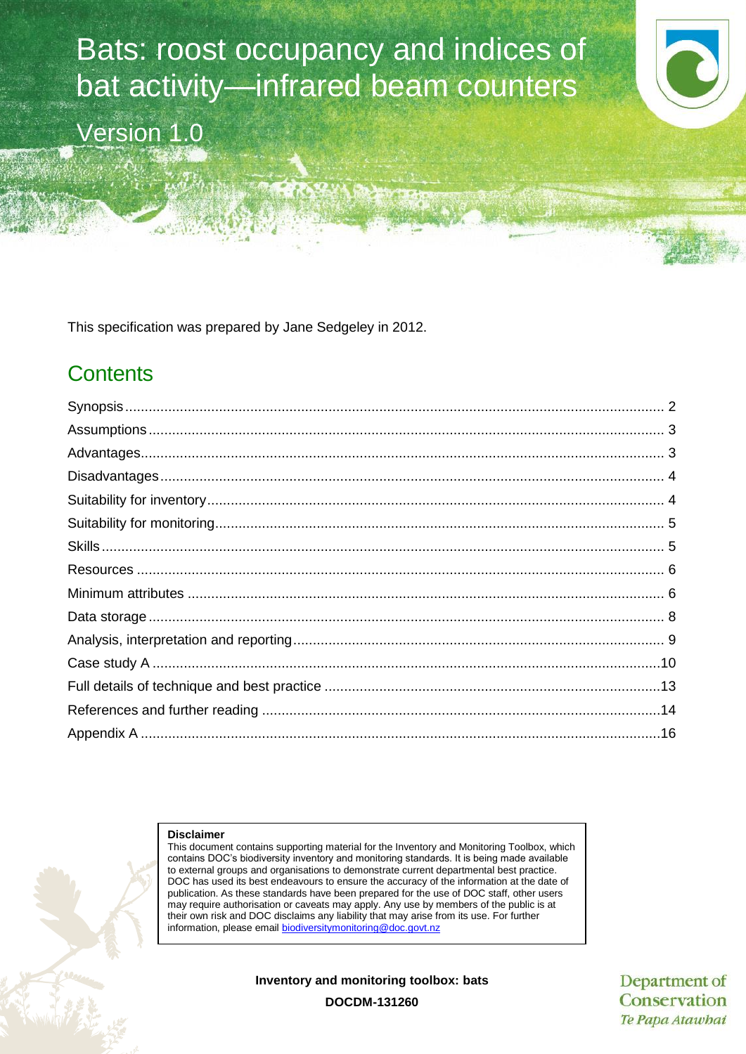# Bats: roost occupancy and indices of bat activity—infrared beam counters

Version 1.0

This specification was prepared by Jane Sedgeley in 2012.

## Contents

| | |
|---|---|
| Synopsis | 2 |
| Assumptions | 3 |
| Advantages | 3 |
| Disadvantages | 4 |
| Suitability for inventory | 4 |
| Suitability for monitoring | 5 |
| Skills | 5 |
| Resources | 6 |
| Minimum attributes | 6 |
| Data storage | 8 |
| Analysis, interpretation and reporting | 9 |
| Case study A | 10 |
| Full details of technique and best practice | 13 |
| References and further reading | 14 |
| Appendix A | 16 |

**Disclaimer**

This document contains supporting material for the Inventory and Monitoring Toolbox, which contains DOC's biodiversity inventory and monitoring standards. It is being made available to external groups and organisations to demonstrate current departmental best practice. DOC has used its best endeavours to ensure the accuracy of the information at the date of publication. As these standards have been prepared for the use of DOC staff, other users may require authorisation or caveats may apply. Any use by members of the public is at their own risk and DOC disclaims any liability that may arise from its use. For further information, please email biodiversitymonitoring@doc.govt.nz

**Inventory and monitoring toolbox: bats**

**DOCDM-131260**

Department of Conservation
*Te Papa Atawhai*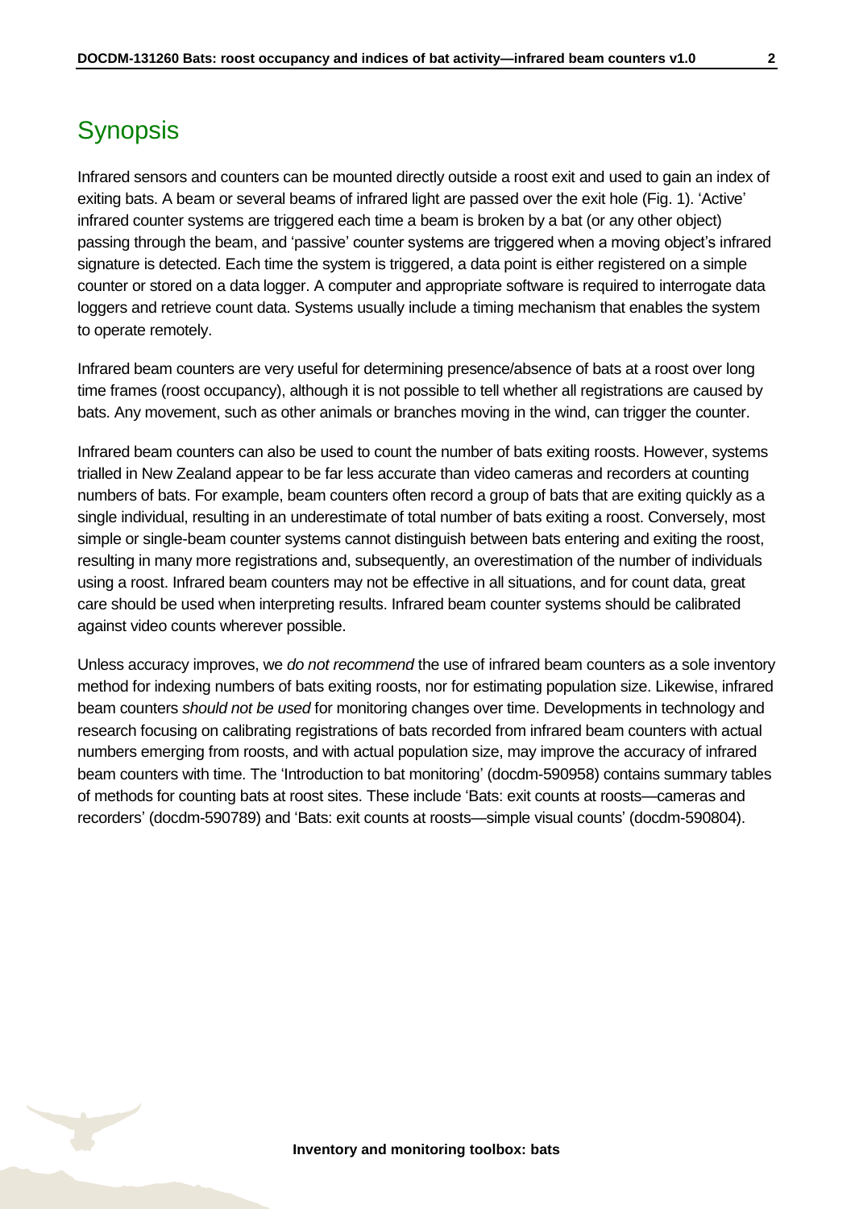## Synopsis

Infrared sensors and counters can be mounted directly outside a roost exit and used to gain an index of exiting bats. A beam or several beams of infrared light are passed over the exit hole (Fig. 1). 'Active' infrared counter systems are triggered each time a beam is broken by a bat (or any other object) passing through the beam, and 'passive' counter systems are triggered when a moving object's infrared signature is detected. Each time the system is triggered, a data point is either registered on a simple counter or stored on a data logger. A computer and appropriate software is required to interrogate data loggers and retrieve count data. Systems usually include a timing mechanism that enables the system to operate remotely.

Infrared beam counters are very useful for determining presence/absence of bats at a roost over long time frames (roost occupancy), although it is not possible to tell whether all registrations are caused by bats. Any movement, such as other animals or branches moving in the wind, can trigger the counter.

Infrared beam counters can also be used to count the number of bats exiting roosts. However, systems trialled in New Zealand appear to be far less accurate than video cameras and recorders at counting numbers of bats. For example, beam counters often record a group of bats that are exiting quickly as a single individual, resulting in an underestimate of total number of bats exiting a roost. Conversely, most simple or single-beam counter systems cannot distinguish between bats entering and exiting the roost, resulting in many more registrations and, subsequently, an overestimation of the number of individuals using a roost. Infrared beam counters may not be effective in all situations, and for count data, great care should be used when interpreting results. Infrared beam counter systems should be calibrated against video counts wherever possible.

Unless accuracy improves, we *do not recommend* the use of infrared beam counters as a sole inventory method for indexing numbers of bats exiting roosts, nor for estimating population size. Likewise, infrared beam counters *should not be used* for monitoring changes over time. Developments in technology and research focusing on calibrating registrations of bats recorded from infrared beam counters with actual numbers emerging from roosts, and with actual population size, may improve the accuracy of infrared beam counters with time. The 'Introduction to bat monitoring' (docdm-590958) contains summary tables of methods for counting bats at roost sites. These include 'Bats: exit counts at roosts—cameras and recorders' (docdm-590789) and 'Bats: exit counts at roosts—simple visual counts' (docdm-590804).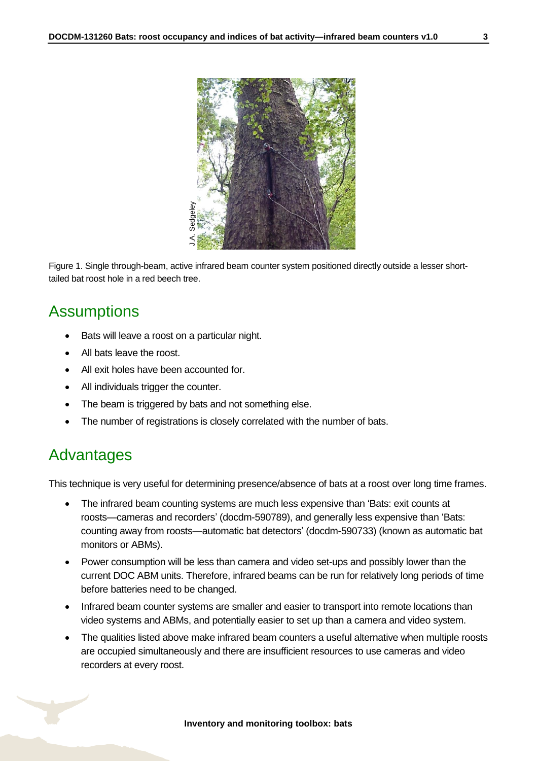Figure 1. Single through-beam, active infrared beam counter system positioned directly outside a lesser short-tailed bat roost hole in a red beech tree.

## Assumptions

- Bats will leave a roost on a particular night.
- All bats leave the roost.
- All exit holes have been accounted for.
- All individuals trigger the counter.
- The beam is triggered by bats and not something else.
- The number of registrations is closely correlated with the number of bats.

## Advantages

This technique is very useful for determining presence/absence of bats at a roost over long time frames.

- The infrared beam counting systems are much less expensive than 'Bats: exit counts at roosts—cameras and recorders' (docdm-590789), and generally less expensive than 'Bats: counting away from roosts—automatic bat detectors' (docdm-590733) (known as automatic bat monitors or ABMs).
- Power consumption will be less than camera and video set-ups and possibly lower than the current DOC ABM units. Therefore, infrared beams can be run for relatively long periods of time before batteries need to be changed.
- Infrared beam counter systems are smaller and easier to transport into remote locations than video systems and ABMs, and potentially easier to set up than a camera and video system.
- The qualities listed above make infrared beam counters a useful alternative when multiple roosts are occupied simultaneously and there are insufficient resources to use cameras and video recorders at every roost.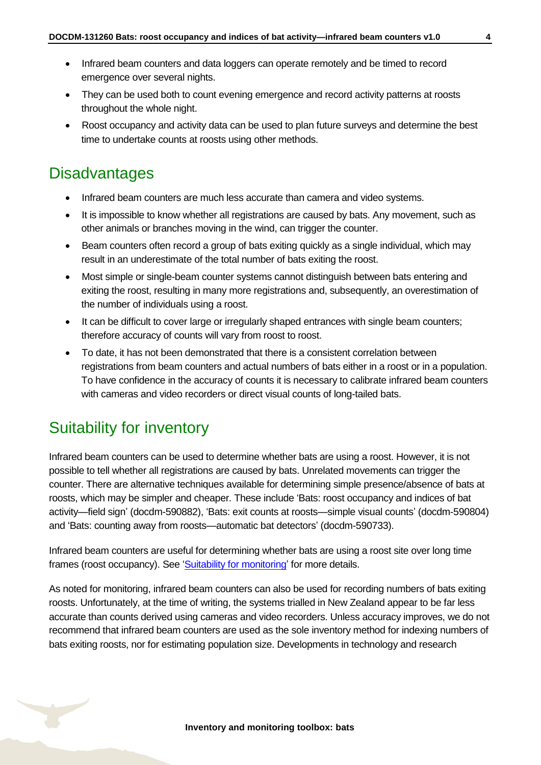- Infrared beam counters and data loggers can operate remotely and be timed to record emergence over several nights.
- They can be used both to count evening emergence and record activity patterns at roosts throughout the whole night.
- Roost occupancy and activity data can be used to plan future surveys and determine the best time to undertake counts at roosts using other methods.

## Disadvantages

- Infrared beam counters are much less accurate than camera and video systems.
- It is impossible to know whether all registrations are caused by bats. Any movement, such as other animals or branches moving in the wind, can trigger the counter.
- Beam counters often record a group of bats exiting quickly as a single individual, which may result in an underestimate of the total number of bats exiting the roost.
- Most simple or single-beam counter systems cannot distinguish between bats entering and exiting the roost, resulting in many more registrations and, subsequently, an overestimation of the number of individuals using a roost.
- It can be difficult to cover large or irregularly shaped entrances with single beam counters; therefore accuracy of counts will vary from roost to roost.
- To date, it has not been demonstrated that there is a consistent correlation between registrations from beam counters and actual numbers of bats either in a roost or in a population. To have confidence in the accuracy of counts it is necessary to calibrate infrared beam counters with cameras and video recorders or direct visual counts of long-tailed bats.

## Suitability for inventory

Infrared beam counters can be used to determine whether bats are using a roost. However, it is not possible to tell whether all registrations are caused by bats. Unrelated movements can trigger the counter. There are alternative techniques available for determining simple presence/absence of bats at roosts, which may be simpler and cheaper. These include 'Bats: roost occupancy and indices of bat activity—field sign' (docdm-590882), 'Bats: exit counts at roosts—simple visual counts' (docdm-590804) and 'Bats: counting away from roosts—automatic bat detectors' (docdm-590733).

Infrared beam counters are useful for determining whether bats are using a roost site over long time frames (roost occupancy). See 'Suitability for monitoring' for more details.

As noted for monitoring, infrared beam counters can also be used for recording numbers of bats exiting roosts. Unfortunately, at the time of writing, the systems trialled in New Zealand appear to be far less accurate than counts derived using cameras and video recorders. Unless accuracy improves, we do not recommend that infrared beam counters are used as the sole inventory method for indexing numbers of bats exiting roosts, nor for estimating population size. Developments in technology and research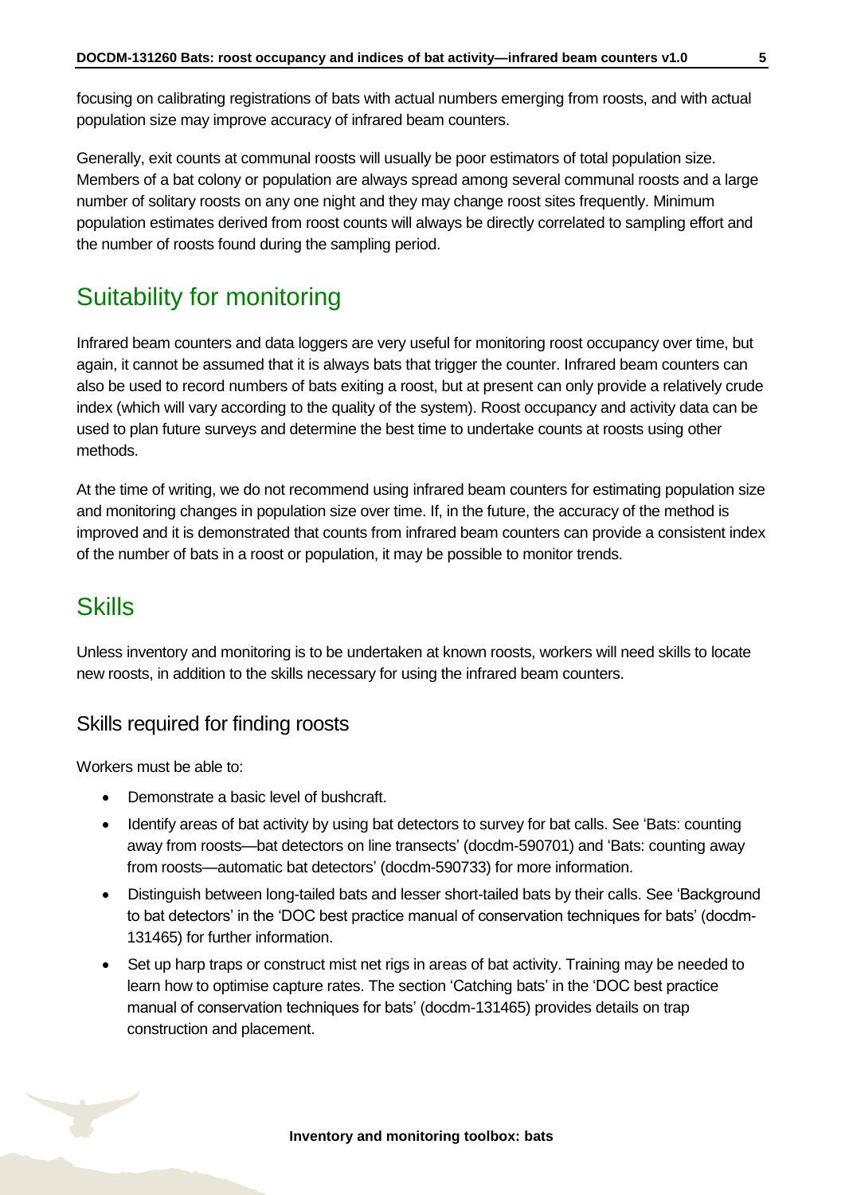focusing on calibrating registrations of bats with actual numbers emerging from roosts, and with actual population size may improve accuracy of infrared beam counters.

Generally, exit counts at communal roosts will usually be poor estimators of total population size. Members of a bat colony or population are always spread among several communal roosts and a large number of solitary roosts on any one night and they may change roost sites frequently. Minimum population estimates derived from roost counts will always be directly correlated to sampling effort and the number of roosts found during the sampling period.

## Suitability for monitoring

Infrared beam counters and data loggers are very useful for monitoring roost occupancy over time, but again, it cannot be assumed that it is always bats that trigger the counter. Infrared beam counters can also be used to record numbers of bats exiting a roost, but at present can only provide a relatively crude index (which will vary according to the quality of the system). Roost occupancy and activity data can be used to plan future surveys and determine the best time to undertake counts at roosts using other methods.

At the time of writing, we do not recommend using infrared beam counters for estimating population size and monitoring changes in population size over time. If, in the future, the accuracy of the method is improved and it is demonstrated that counts from infrared beam counters can provide a consistent index of the number of bats in a roost or population, it may be possible to monitor trends.

## Skills

Unless inventory and monitoring is to be undertaken at known roosts, workers will need skills to locate new roosts, in addition to the skills necessary for using the infrared beam counters.

### Skills required for finding roosts

Workers must be able to:

- Demonstrate a basic level of bushcraft.
- Identify areas of bat activity by using bat detectors to survey for bat calls. See 'Bats: counting away from roosts—bat detectors on line transects' (docdm-590701) and 'Bats: counting away from roosts—automatic bat detectors' (docdm-590733) for more information.
- Distinguish between long-tailed bats and lesser short-tailed bats by their calls. See 'Background to bat detectors' in the 'DOC best practice manual of conservation techniques for bats' (docdm-131465) for further information.
- Set up harp traps or construct mist net rigs in areas of bat activity. Training may be needed to learn how to optimise capture rates. The section 'Catching bats' in the 'DOC best practice manual of conservation techniques for bats' (docdm-131465) provides details on trap construction and placement.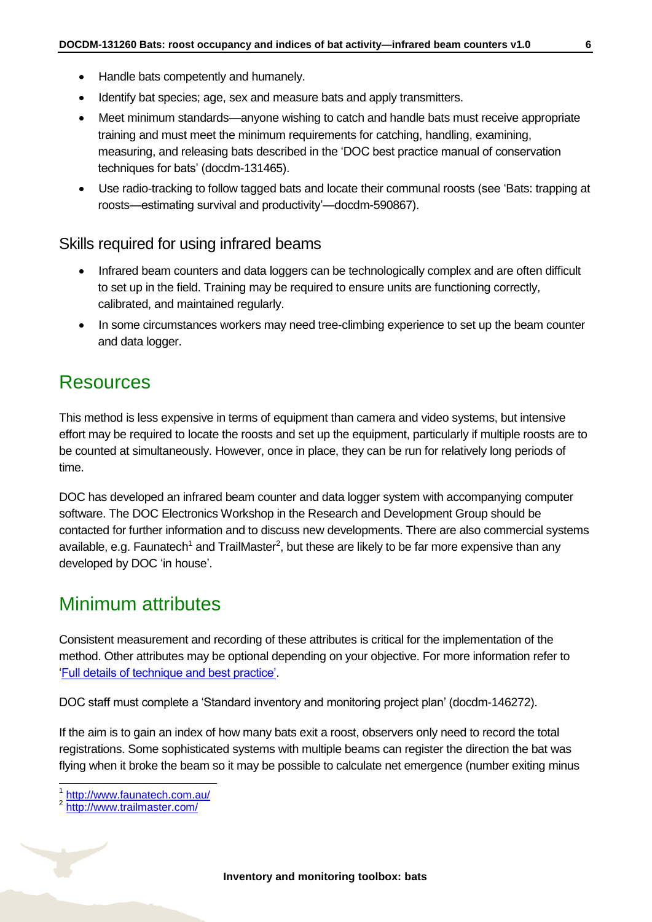- Handle bats competently and humanely.
- Identify bat species; age, sex and measure bats and apply transmitters.
- Meet minimum standards—anyone wishing to catch and handle bats must receive appropriate training and must meet the minimum requirements for catching, handling, examining, measuring, and releasing bats described in the 'DOC best practice manual of conservation techniques for bats' (docdm-131465).
- Use radio-tracking to follow tagged bats and locate their communal roosts (see 'Bats: trapping at roosts—estimating survival and productivity'—docdm-590867).

### Skills required for using infrared beams

- Infrared beam counters and data loggers can be technologically complex and are often difficult to set up in the field. Training may be required to ensure units are functioning correctly, calibrated, and maintained regularly.
- In some circumstances workers may need tree-climbing experience to set up the beam counter and data logger.

## Resources

This method is less expensive in terms of equipment than camera and video systems, but intensive effort may be required to locate the roosts and set up the equipment, particularly if multiple roosts are to be counted at simultaneously. However, once in place, they can be run for relatively long periods of time.

DOC has developed an infrared beam counter and data logger system with accompanying computer software. The DOC Electronics Workshop in the Research and Development Group should be contacted for further information and to discuss new developments. There are also commercial systems available, e.g. Faunatech[1] and TrailMaster[2], but these are likely to be far more expensive than any developed by DOC 'in house'.

## Minimum attributes

Consistent measurement and recording of these attributes is critical for the implementation of the method. Other attributes may be optional depending on your objective. For more information refer to 'Full details of technique and best practice'.

DOC staff must complete a 'Standard inventory and monitoring project plan' (docdm-146272).

If the aim is to gain an index of how many bats exit a roost, observers only need to record the total registrations. Some sophisticated systems with multiple beams can register the direction the bat was flying when it broke the beam so it may be possible to calculate net emergence (number exiting minus

[1] http://www.faunatech.com.au/

[2] http://www.trailmaster.com/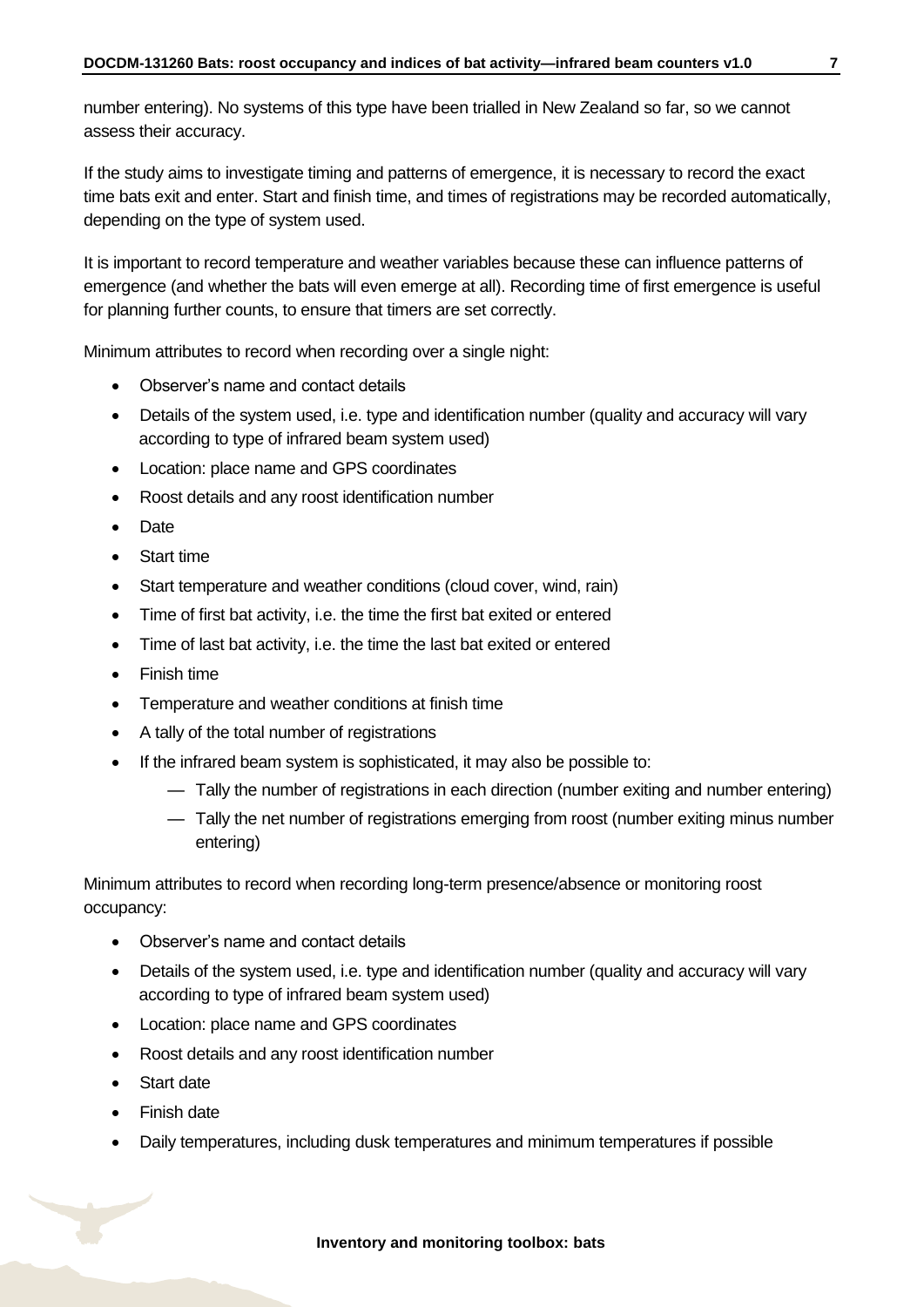number entering). No systems of this type have been trialled in New Zealand so far, so we cannot assess their accuracy.

If the study aims to investigate timing and patterns of emergence, it is necessary to record the exact time bats exit and enter. Start and finish time, and times of registrations may be recorded automatically, depending on the type of system used.

It is important to record temperature and weather variables because these can influence patterns of emergence (and whether the bats will even emerge at all). Recording time of first emergence is useful for planning further counts, to ensure that timers are set correctly.

Minimum attributes to record when recording over a single night:

- Observer's name and contact details
- Details of the system used, i.e. type and identification number (quality and accuracy will vary according to type of infrared beam system used)
- Location: place name and GPS coordinates
- Roost details and any roost identification number
- Date
- Start time
- Start temperature and weather conditions (cloud cover, wind, rain)
- Time of first bat activity, i.e. the time the first bat exited or entered
- Time of last bat activity, i.e. the time the last bat exited or entered
- Finish time
- Temperature and weather conditions at finish time
- A tally of the total number of registrations
- If the infrared beam system is sophisticated, it may also be possible to:
    - Tally the number of registrations in each direction (number exiting and number entering)
    - Tally the net number of registrations emerging from roost (number exiting minus number entering)

Minimum attributes to record when recording long-term presence/absence or monitoring roost occupancy:

- Observer's name and contact details
- Details of the system used, i.e. type and identification number (quality and accuracy will vary according to type of infrared beam system used)
- Location: place name and GPS coordinates
- Roost details and any roost identification number
- Start date
- Finish date
- Daily temperatures, including dusk temperatures and minimum temperatures if possible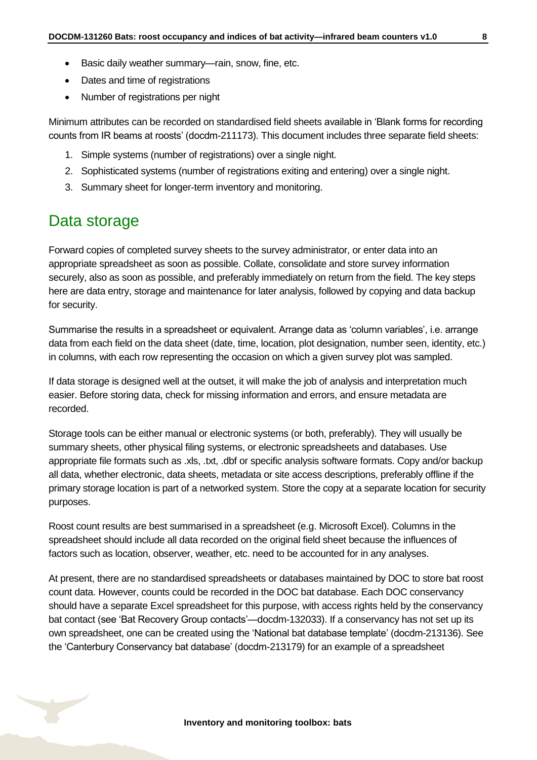- Basic daily weather summary—rain, snow, fine, etc.
- Dates and time of registrations
- Number of registrations per night

Minimum attributes can be recorded on standardised field sheets available in 'Blank forms for recording counts from IR beams at roosts' (docdm-211173). This document includes three separate field sheets:

1. Simple systems (number of registrations) over a single night.
2. Sophisticated systems (number of registrations exiting and entering) over a single night.
3. Summary sheet for longer-term inventory and monitoring.

## Data storage

Forward copies of completed survey sheets to the survey administrator, or enter data into an appropriate spreadsheet as soon as possible. Collate, consolidate and store survey information securely, also as soon as possible, and preferably immediately on return from the field. The key steps here are data entry, storage and maintenance for later analysis, followed by copying and data backup for security.

Summarise the results in a spreadsheet or equivalent. Arrange data as 'column variables', i.e. arrange data from each field on the data sheet (date, time, location, plot designation, number seen, identity, etc.) in columns, with each row representing the occasion on which a given survey plot was sampled.

If data storage is designed well at the outset, it will make the job of analysis and interpretation much easier. Before storing data, check for missing information and errors, and ensure metadata are recorded.

Storage tools can be either manual or electronic systems (or both, preferably). They will usually be summary sheets, other physical filing systems, or electronic spreadsheets and databases. Use appropriate file formats such as .xls, .txt, .dbf or specific analysis software formats. Copy and/or backup all data, whether electronic, data sheets, metadata or site access descriptions, preferably offline if the primary storage location is part of a networked system. Store the copy at a separate location for security purposes.

Roost count results are best summarised in a spreadsheet (e.g. Microsoft Excel). Columns in the spreadsheet should include all data recorded on the original field sheet because the influences of factors such as location, observer, weather, etc. need to be accounted for in any analyses.

At present, there are no standardised spreadsheets or databases maintained by DOC to store bat roost count data. However, counts could be recorded in the DOC bat database. Each DOC conservancy should have a separate Excel spreadsheet for this purpose, with access rights held by the conservancy bat contact (see 'Bat Recovery Group contacts'—docdm-132033). If a conservancy has not set up its own spreadsheet, one can be created using the 'National bat database template' (docdm-213136). See the 'Canterbury Conservancy bat database' (docdm-213179) for an example of a spreadsheet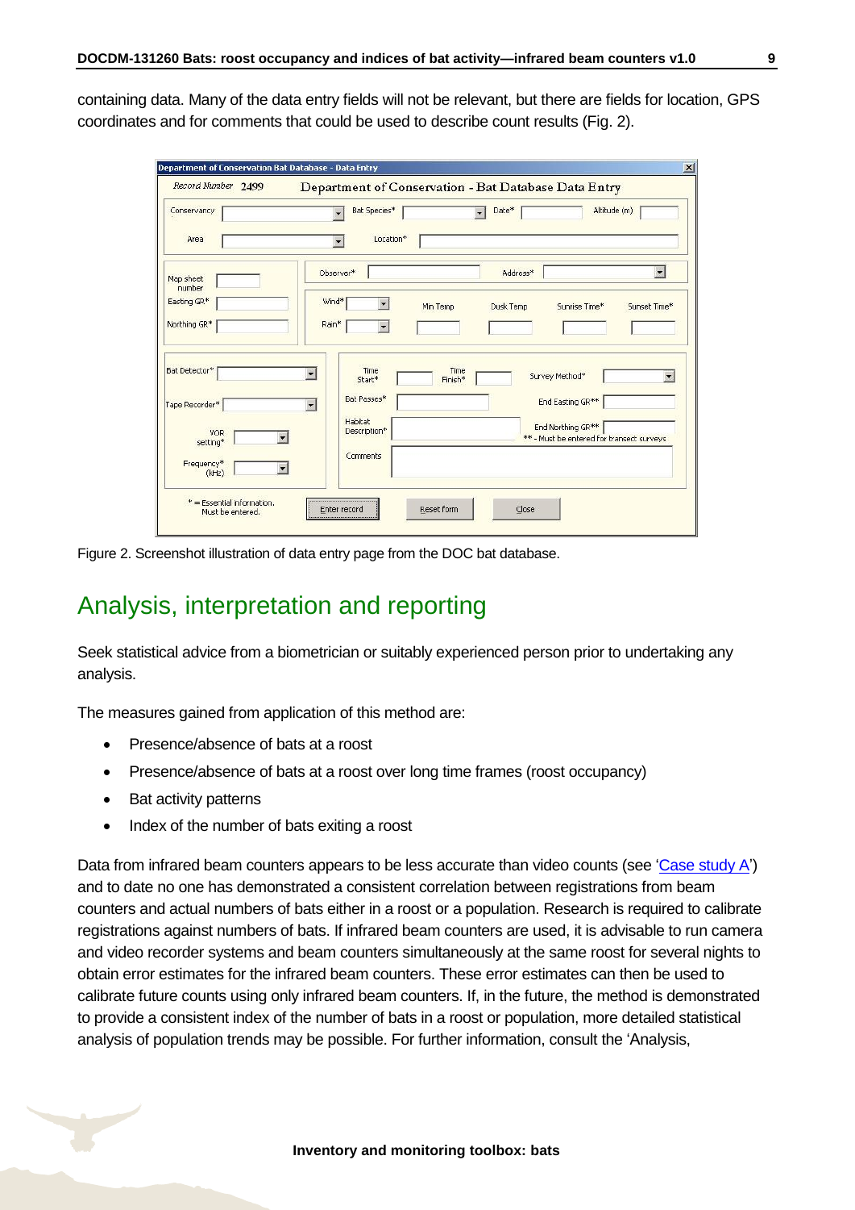containing data. Many of the data entry fields will not be relevant, but there are fields for location, GPS coordinates and for comments that could be used to describe count results (Fig. 2).

Figure 2. Screenshot illustration of data entry page from the DOC bat database.

## Analysis, interpretation and reporting

Seek statistical advice from a biometrician or suitably experienced person prior to undertaking any analysis.

The measures gained from application of this method are:

- Presence/absence of bats at a roost
- Presence/absence of bats at a roost over long time frames (roost occupancy)
- Bat activity patterns
- Index of the number of bats exiting a roost

Data from infrared beam counters appears to be less accurate than video counts (see 'Case study A') and to date no one has demonstrated a consistent correlation between registrations from beam counters and actual numbers of bats either in a roost or a population. Research is required to calibrate registrations against numbers of bats. If infrared beam counters are used, it is advisable to run camera and video recorder systems and beam counters simultaneously at the same roost for several nights to obtain error estimates for the infrared beam counters. These error estimates can then be used to calibrate future counts using only infrared beam counters. If, in the future, the method is demonstrated to provide a consistent index of the number of bats in a roost or population, more detailed statistical analysis of population trends may be possible. For further information, consult the 'Analysis,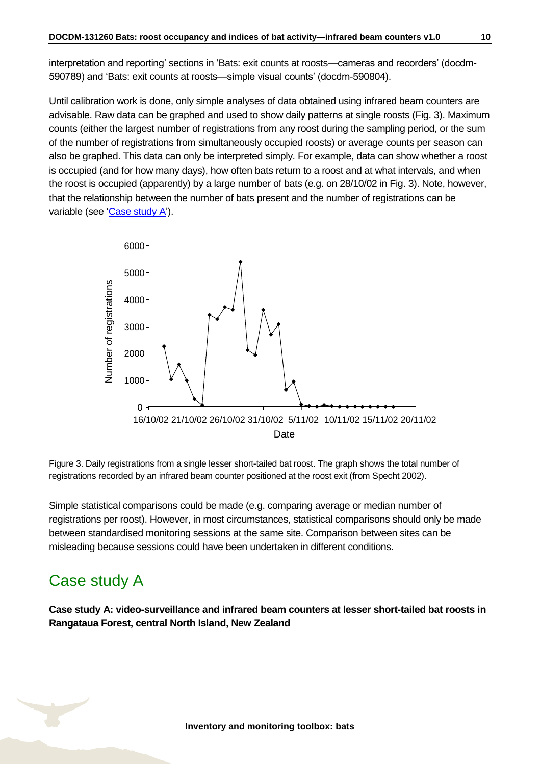interpretation and reporting' sections in 'Bats: exit counts at roosts—cameras and recorders' (docdm-590789) and 'Bats: exit counts at roosts—simple visual counts' (docdm-590804).

Until calibration work is done, only simple analyses of data obtained using infrared beam counters are advisable. Raw data can be graphed and used to show daily patterns at single roosts (Fig. 3). Maximum counts (either the largest number of registrations from any roost during the sampling period, or the sum of the number of registrations from simultaneously occupied roosts) or average counts per season can also be graphed. This data can only be interpreted simply. For example, data can show whether a roost is occupied (and for how many days), how often bats return to a roost and at what intervals, and when the roost is occupied (apparently) by a large number of bats (e.g. on 28/10/02 in Fig. 3). Note, however, that the relationship between the number of bats present and the number of registrations can be variable (see 'Case study A').

Figure 3. Daily registrations from a single lesser short-tailed bat roost. The graph shows the total number of registrations recorded by an infrared beam counter positioned at the roost exit (from Specht 2002).

Simple statistical comparisons could be made (e.g. comparing average or median number of registrations per roost). However, in most circumstances, statistical comparisons should only be made between standardised monitoring sessions at the same site. Comparison between sites can be misleading because sessions could have been undertaken in different conditions.

## Case study A

**Case study A: video-surveillance and infrared beam counters at lesser short-tailed bat roosts in Rangataua Forest, central North Island, New Zealand**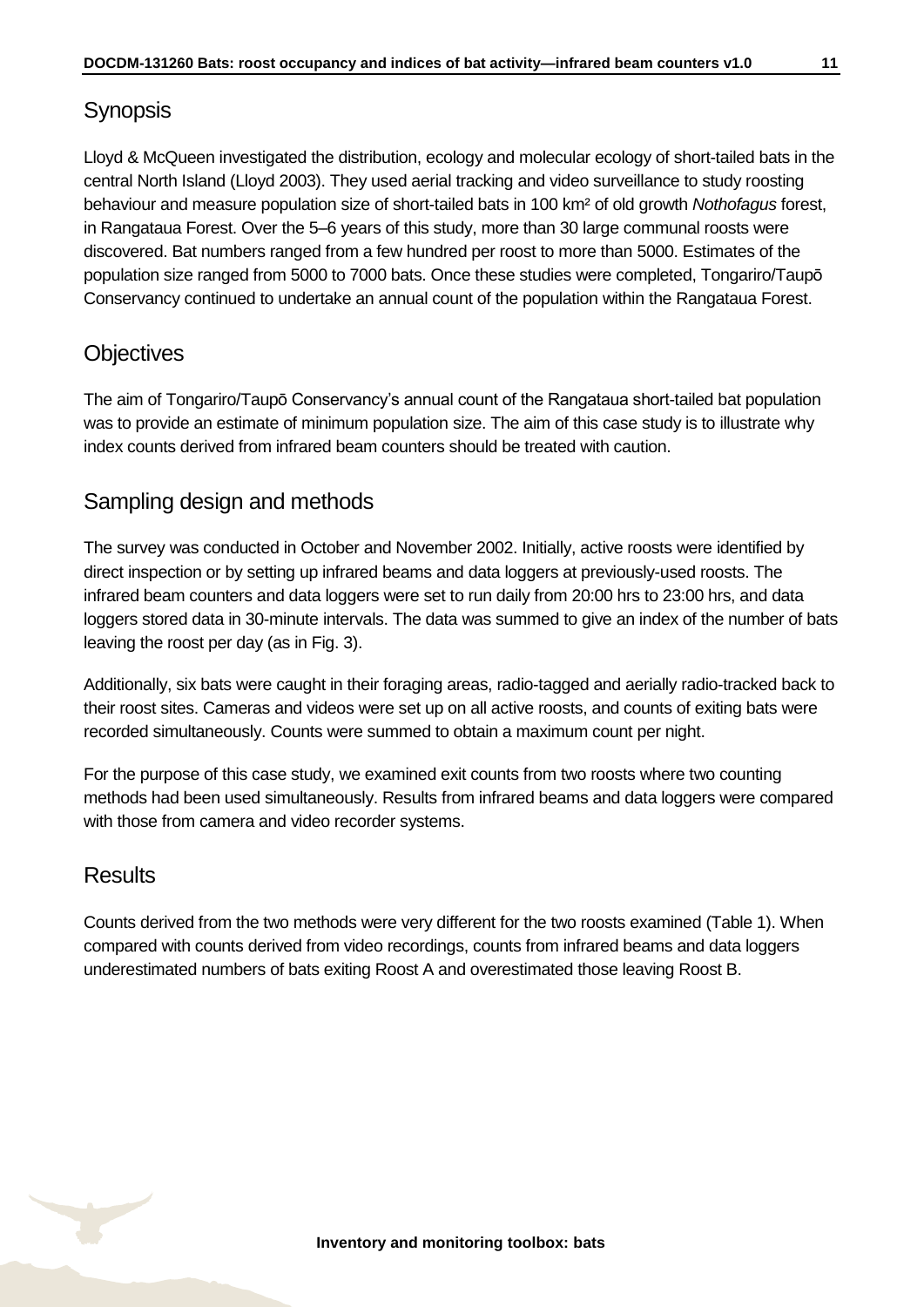## Synopsis

Lloyd & McQueen investigated the distribution, ecology and molecular ecology of short-tailed bats in the central North Island (Lloyd 2003). They used aerial tracking and video surveillance to study roosting behaviour and measure population size of short-tailed bats in 100 km² of old growth *Nothofagus* forest, in Rangataua Forest. Over the 5–6 years of this study, more than 30 large communal roosts were discovered. Bat numbers ranged from a few hundred per roost to more than 5000. Estimates of the population size ranged from 5000 to 7000 bats. Once these studies were completed, Tongariro/Taupō Conservancy continued to undertake an annual count of the population within the Rangataua Forest.

## Objectives

The aim of Tongariro/Taupō Conservancy's annual count of the Rangataua short-tailed bat population was to provide an estimate of minimum population size. The aim of this case study is to illustrate why index counts derived from infrared beam counters should be treated with caution.

## Sampling design and methods

The survey was conducted in October and November 2002. Initially, active roosts were identified by direct inspection or by setting up infrared beams and data loggers at previously-used roosts. The infrared beam counters and data loggers were set to run daily from 20:00 hrs to 23:00 hrs, and data loggers stored data in 30-minute intervals. The data was summed to give an index of the number of bats leaving the roost per day (as in Fig. 3).

Additionally, six bats were caught in their foraging areas, radio-tagged and aerially radio-tracked back to their roost sites. Cameras and videos were set up on all active roosts, and counts of exiting bats were recorded simultaneously. Counts were summed to obtain a maximum count per night.

For the purpose of this case study, we examined exit counts from two roosts where two counting methods had been used simultaneously. Results from infrared beams and data loggers were compared with those from camera and video recorder systems.

## Results

Counts derived from the two methods were very different for the two roosts examined (Table 1). When compared with counts derived from video recordings, counts from infrared beams and data loggers underestimated numbers of bats exiting Roost A and overestimated those leaving Roost B.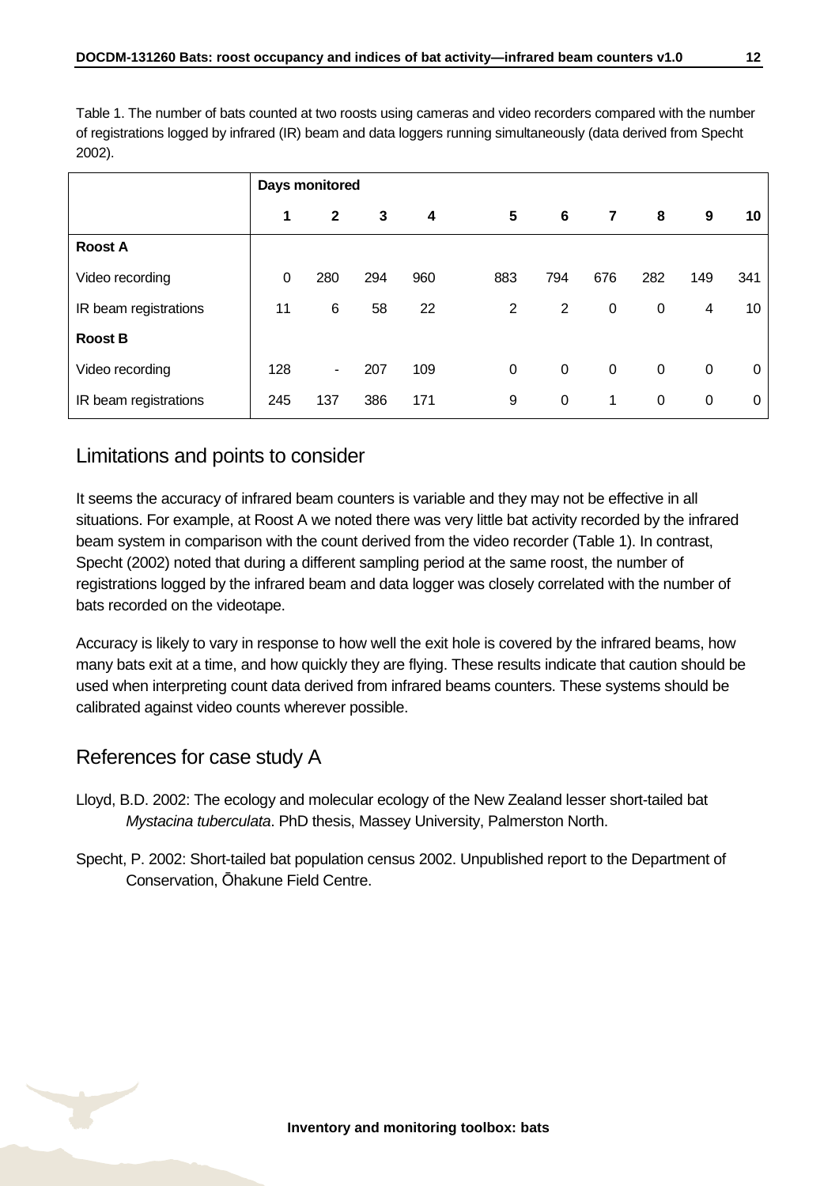Table 1. The number of bats counted at two roosts using cameras and video recorders compared with the number of registrations logged by infrared (IR) beam and data loggers running simultaneously (data derived from Specht 2002).

| | Days monitored | | | | | | | | | |
|---|---|---|---|---|---|---|---|---|---|---|
| | **1** | **2** | **3** | **4** | **5** | **6** | **7** | **8** | **9** | **10** |
| **Roost A** | | | | | | | | | | |
| Video recording | 0 | 280 | 294 | 960 | 883 | 794 | 676 | 282 | 149 | 341 |
| IR beam registrations | 11 | 6 | 58 | 22 | 2 | 2 | 0 | 0 | 4 | 10 |
| **Roost B** | | | | | | | | | | |
| Video recording | 128 | - | 207 | 109 | 0 | 0 | 0 | 0 | 0 | 0 |
| IR beam registrations | 245 | 137 | 386 | 171 | 9 | 0 | 1 | 0 | 0 | 0 |

## Limitations and points to consider

It seems the accuracy of infrared beam counters is variable and they may not be effective in all situations. For example, at Roost A we noted there was very little bat activity recorded by the infrared beam system in comparison with the count derived from the video recorder (Table 1). In contrast, Specht (2002) noted that during a different sampling period at the same roost, the number of registrations logged by the infrared beam and data logger was closely correlated with the number of bats recorded on the videotape.

Accuracy is likely to vary in response to how well the exit hole is covered by the infrared beams, how many bats exit at a time, and how quickly they are flying. These results indicate that caution should be used when interpreting count data derived from infrared beams counters. These systems should be calibrated against video counts wherever possible.

## References for case study A

Lloyd, B.D. 2002: The ecology and molecular ecology of the New Zealand lesser short-tailed bat *Mystacina tuberculata*. PhD thesis, Massey University, Palmerston North.

Specht, P. 2002: Short-tailed bat population census 2002. Unpublished report to the Department of Conservation, Ōhakune Field Centre.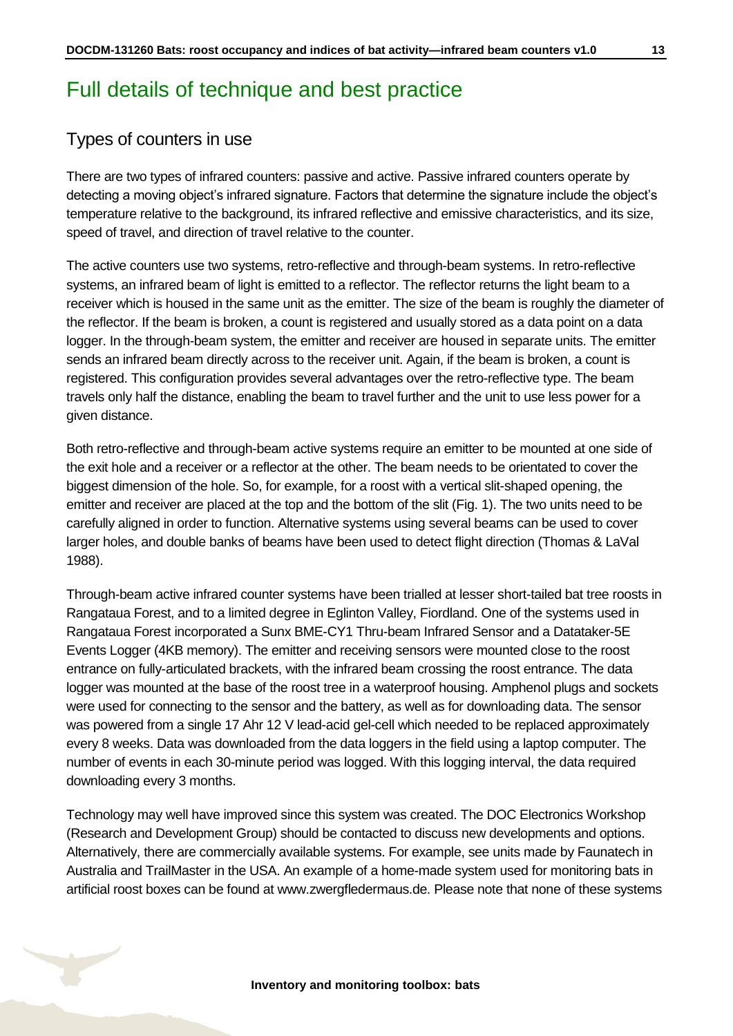# Full details of technique and best practice

## Types of counters in use

There are two types of infrared counters: passive and active. Passive infrared counters operate by detecting a moving object's infrared signature. Factors that determine the signature include the object's temperature relative to the background, its infrared reflective and emissive characteristics, and its size, speed of travel, and direction of travel relative to the counter.

The active counters use two systems, retro-reflective and through-beam systems. In retro-reflective systems, an infrared beam of light is emitted to a reflector. The reflector returns the light beam to a receiver which is housed in the same unit as the emitter. The size of the beam is roughly the diameter of the reflector. If the beam is broken, a count is registered and usually stored as a data point on a data logger. In the through-beam system, the emitter and receiver are housed in separate units. The emitter sends an infrared beam directly across to the receiver unit. Again, if the beam is broken, a count is registered. This configuration provides several advantages over the retro-reflective type. The beam travels only half the distance, enabling the beam to travel further and the unit to use less power for a given distance.

Both retro-reflective and through-beam active systems require an emitter to be mounted at one side of the exit hole and a receiver or a reflector at the other. The beam needs to be orientated to cover the biggest dimension of the hole. So, for example, for a roost with a vertical slit-shaped opening, the emitter and receiver are placed at the top and the bottom of the slit (Fig. 1). The two units need to be carefully aligned in order to function. Alternative systems using several beams can be used to cover larger holes, and double banks of beams have been used to detect flight direction (Thomas & LaVal 1988).

Through-beam active infrared counter systems have been trialled at lesser short-tailed bat tree roosts in Rangataua Forest, and to a limited degree in Eglinton Valley, Fiordland. One of the systems used in Rangataua Forest incorporated a Sunx BME-CY1 Thru-beam Infrared Sensor and a Datataker-5E Events Logger (4KB memory). The emitter and receiving sensors were mounted close to the roost entrance on fully-articulated brackets, with the infrared beam crossing the roost entrance. The data logger was mounted at the base of the roost tree in a waterproof housing. Amphenol plugs and sockets were used for connecting to the sensor and the battery, as well as for downloading data. The sensor was powered from a single 17 Ahr 12 V lead-acid gel-cell which needed to be replaced approximately every 8 weeks. Data was downloaded from the data loggers in the field using a laptop computer. The number of events in each 30-minute period was logged. With this logging interval, the data required downloading every 3 months.

Technology may well have improved since this system was created. The DOC Electronics Workshop (Research and Development Group) should be contacted to discuss new developments and options. Alternatively, there are commercially available systems. For example, see units made by Faunatech in Australia and TrailMaster in the USA. An example of a home-made system used for monitoring bats in artificial roost boxes can be found at www.zwergfledermaus.de. Please note that none of these systems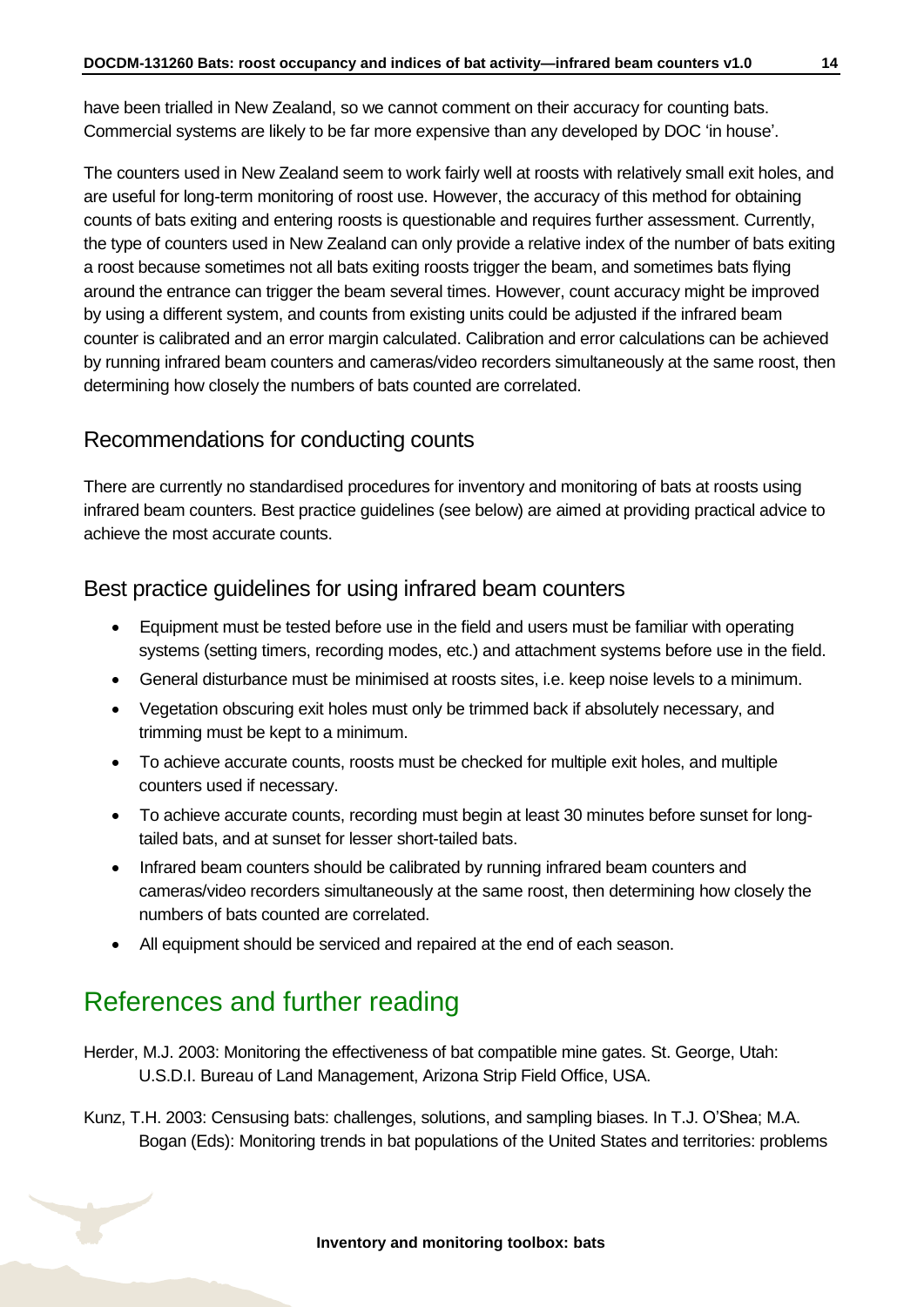have been trialled in New Zealand, so we cannot comment on their accuracy for counting bats. Commercial systems are likely to be far more expensive than any developed by DOC 'in house'.

The counters used in New Zealand seem to work fairly well at roosts with relatively small exit holes, and are useful for long-term monitoring of roost use. However, the accuracy of this method for obtaining counts of bats exiting and entering roosts is questionable and requires further assessment. Currently, the type of counters used in New Zealand can only provide a relative index of the number of bats exiting a roost because sometimes not all bats exiting roosts trigger the beam, and sometimes bats flying around the entrance can trigger the beam several times. However, count accuracy might be improved by using a different system, and counts from existing units could be adjusted if the infrared beam counter is calibrated and an error margin calculated. Calibration and error calculations can be achieved by running infrared beam counters and cameras/video recorders simultaneously at the same roost, then determining how closely the numbers of bats counted are correlated.

### Recommendations for conducting counts

There are currently no standardised procedures for inventory and monitoring of bats at roosts using infrared beam counters. Best practice guidelines (see below) are aimed at providing practical advice to achieve the most accurate counts.

### Best practice guidelines for using infrared beam counters

- Equipment must be tested before use in the field and users must be familiar with operating systems (setting timers, recording modes, etc.) and attachment systems before use in the field.
- General disturbance must be minimised at roosts sites, i.e. keep noise levels to a minimum.
- Vegetation obscuring exit holes must only be trimmed back if absolutely necessary, and trimming must be kept to a minimum.
- To achieve accurate counts, roosts must be checked for multiple exit holes, and multiple counters used if necessary.
- To achieve accurate counts, recording must begin at least 30 minutes before sunset for long-tailed bats, and at sunset for lesser short-tailed bats.
- Infrared beam counters should be calibrated by running infrared beam counters and cameras/video recorders simultaneously at the same roost, then determining how closely the numbers of bats counted are correlated.
- All equipment should be serviced and repaired at the end of each season.

## References and further reading

Herder, M.J. 2003: Monitoring the effectiveness of bat compatible mine gates. St. George, Utah: U.S.D.I. Bureau of Land Management, Arizona Strip Field Office, USA.

Kunz, T.H. 2003: Censusing bats: challenges, solutions, and sampling biases. In T.J. O'Shea; M.A. Bogan (Eds): Monitoring trends in bat populations of the United States and territories: problems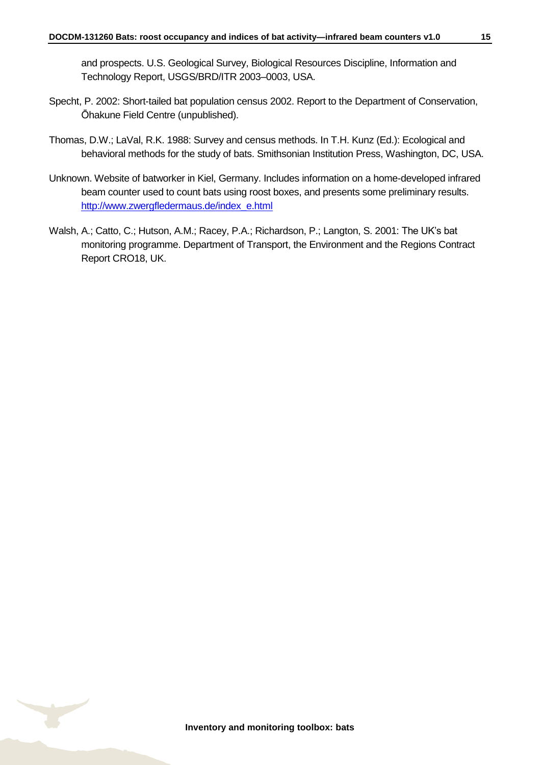and prospects. U.S. Geological Survey, Biological Resources Discipline, Information and Technology Report, USGS/BRD/ITR 2003–0003, USA.

Specht, P. 2002: Short-tailed bat population census 2002. Report to the Department of Conservation, Ōhakune Field Centre (unpublished).

Thomas, D.W.; LaVal, R.K. 1988: Survey and census methods. In T.H. Kunz (Ed.): Ecological and behavioral methods for the study of bats. Smithsonian Institution Press, Washington, DC, USA.

Unknown. Website of batworker in Kiel, Germany. Includes information on a home-developed infrared beam counter used to count bats using roost boxes, and presents some preliminary results. [http://www.zwergfledermaus.de/index_e.html](http://www.zwergfledermaus.de/index_e.html)

Walsh, A.; Catto, C.; Hutson, A.M.; Racey, P.A.; Richardson, P.; Langton, S. 2001: The UK's bat monitoring programme. Department of Transport, the Environment and the Regions Contract Report CRO18, UK.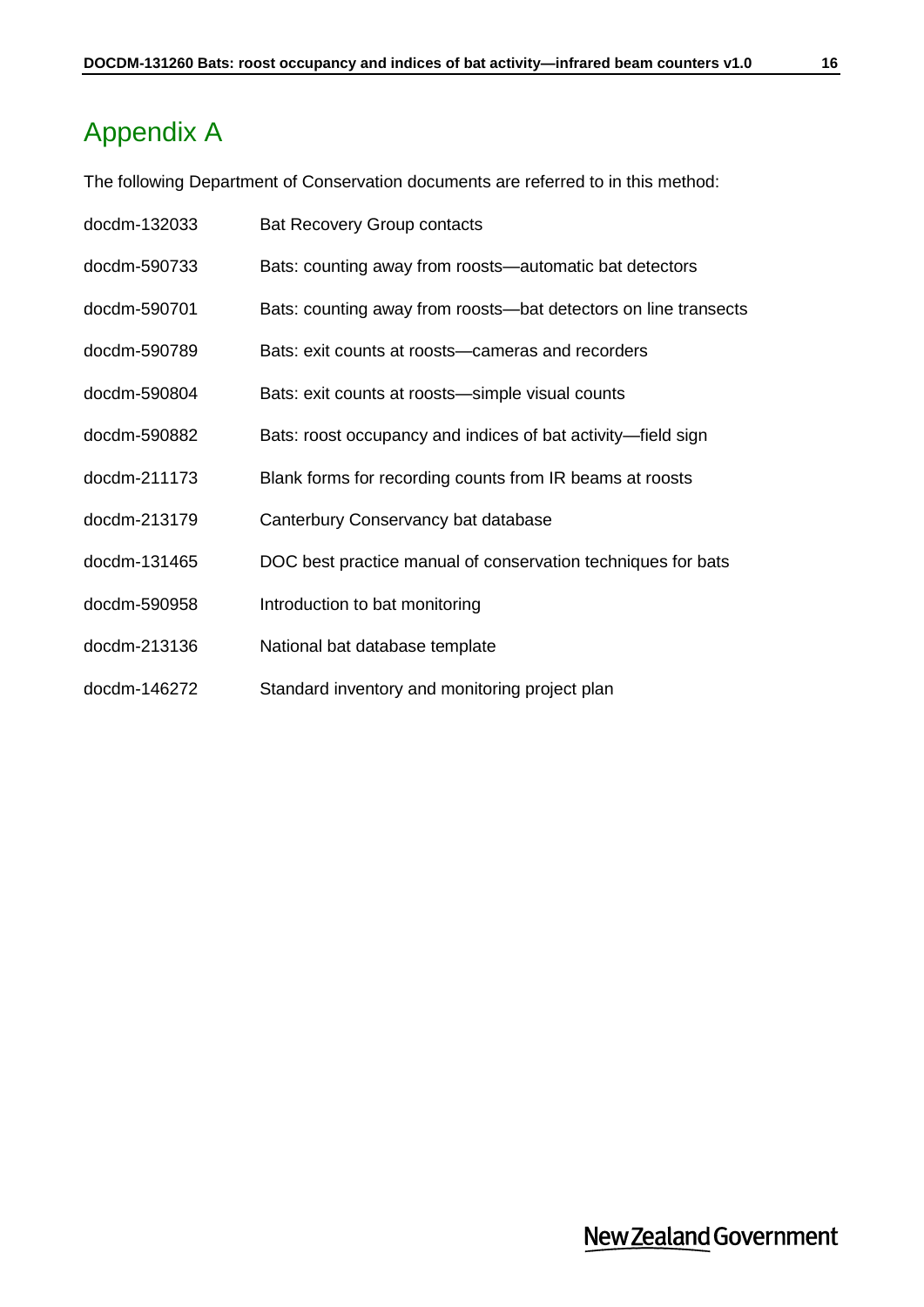# Appendix A

The following Department of Conservation documents are referred to in this method:

| | |
|---|---|
| docdm-132033 | Bat Recovery Group contacts |
| docdm-590733 | Bats: counting away from roosts—automatic bat detectors |
| docdm-590701 | Bats: counting away from roosts—bat detectors on line transects |
| docdm-590789 | Bats: exit counts at roosts—cameras and recorders |
| docdm-590804 | Bats: exit counts at roosts—simple visual counts |
| docdm-590882 | Bats: roost occupancy and indices of bat activity—field sign |
| docdm-211173 | Blank forms for recording counts from IR beams at roosts |
| docdm-213179 | Canterbury Conservancy bat database |
| docdm-131465 | DOC best practice manual of conservation techniques for bats |
| docdm-590958 | Introduction to bat monitoring |
| docdm-213136 | National bat database template |
| docdm-146272 | Standard inventory and monitoring project plan |